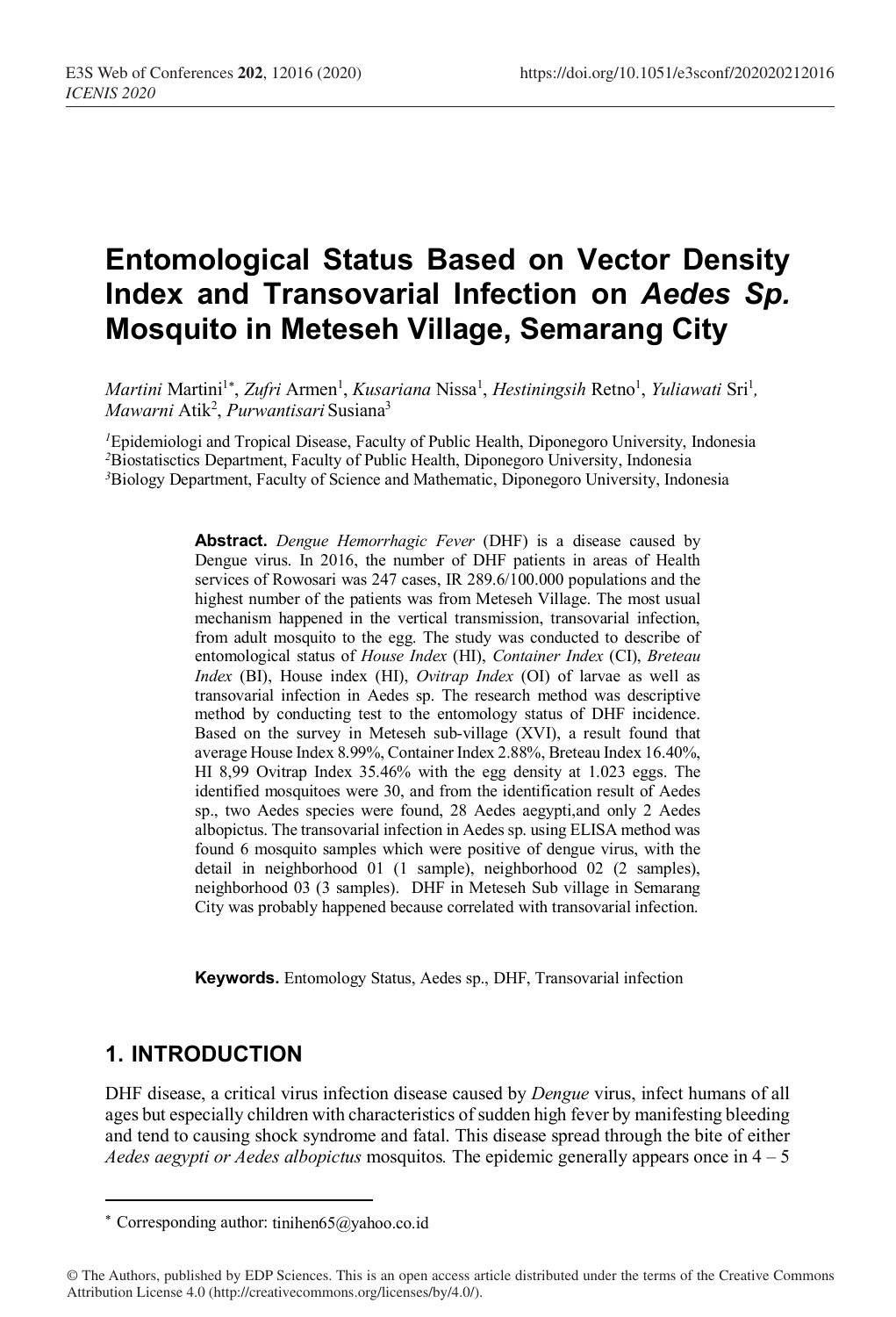# Entomological Status Based on Vector Density Index and Transovarial Infection on *Aedes Sp.* Mosquito in Meteseh Village, Semarang City

*Martini* Martini[1*], *Zufri* Armen[1], *Kusariana* Nissa[1], *Hestiningsih* Retno[1], *Yuliawati* Sri[1], *Mawarni* Atik[2], *Purwantisari* Susiana[3]

[1]Epidemiologi and Tropical Disease, Faculty of Public Health, Diponegoro University, Indonesia
[2]Biostatisctics Department, Faculty of Public Health, Diponegoro University, Indonesia
[3]Biology Department, Faculty of Science and Mathematic, Diponegoro University, Indonesia

**Abstract.** *Dengue Hemorrhagic Fever* (DHF) is a disease caused by Dengue virus. In 2016, the number of DHF patients in areas of Health services of Rowosari was 247 cases, IR 289.6/100.000 populations and the highest number of the patients was from Meteseh Village. The most usual mechanism happened in the vertical transmission, transovarial infection, from adult mosquito to the egg. The study was conducted to describe of entomological status of *House Index* (HI), *Container Index* (CI), *Breteau Index* (BI), House index (HI), *Ovitrap Index* (OI) of larvae as well as transovarial infection in Aedes sp. The research method was descriptive method by conducting test to the entomology status of DHF incidence. Based on the survey in Meteseh sub-village (XVI), a result found that average House Index 8.99%, Container Index 2.88%, Breteau Index 16.40%, HI 8,99 Ovitrap Index 35.46% with the egg density at 1.023 eggs. The identified mosquitoes were 30, and from the identification result of Aedes sp., two Aedes species were found, 28 Aedes aegypti,and only 2 Aedes albopictus. The transovarial infection in Aedes sp. using ELISA method was found 6 mosquito samples which were positive of dengue virus, with the detail in neighborhood 01 (1 sample), neighborhood 02 (2 samples), neighborhood 03 (3 samples). DHF in Meteseh Sub village in Semarang City was probably happened because correlated with transovarial infection.

**Keywords.** Entomology Status, Aedes sp., DHF, Transovarial infection

## 1. INTRODUCTION

DHF disease, a critical virus infection disease caused by *Dengue* virus, infect humans of all ages but especially children with characteristics of sudden high fever by manifesting bleeding and tend to causing shock syndrome and fatal. This disease spread through the bite of either *Aedes aegypti or Aedes albopictus* mosquitos. The epidemic generally appears once in 4 – 5

[*] Corresponding author: tinihen65@yahoo.co.id

© The Authors, published by EDP Sciences. This is an open access article distributed under the terms of the Creative Commons Attribution License 4.0 (http://creativecommons.org/licenses/by/4.0/).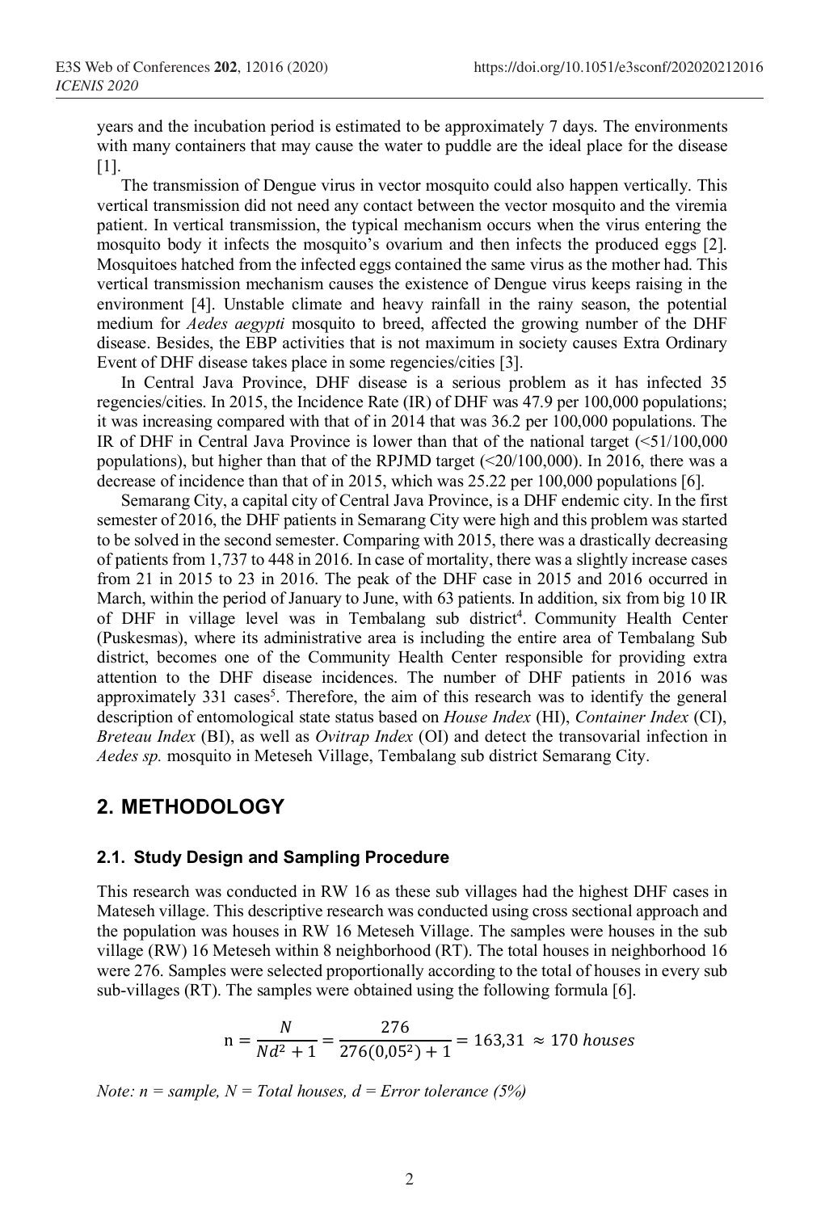years and the incubation period is estimated to be approximately 7 days. The environments with many containers that may cause the water to puddle are the ideal place for the disease [1].

The transmission of Dengue virus in vector mosquito could also happen vertically. This vertical transmission did not need any contact between the vector mosquito and the viremia patient. In vertical transmission, the typical mechanism occurs when the virus entering the mosquito body it infects the mosquito's ovarium and then infects the produced eggs [2]. Mosquitoes hatched from the infected eggs contained the same virus as the mother had. This vertical transmission mechanism causes the existence of Dengue virus keeps raising in the environment [4]. Unstable climate and heavy rainfall in the rainy season, the potential medium for *Aedes aegypti* mosquito to breed, affected the growing number of the DHF disease. Besides, the EBP activities that is not maximum in society causes Extra Ordinary Event of DHF disease takes place in some regencies/cities [3].

In Central Java Province, DHF disease is a serious problem as it has infected 35 regencies/cities. In 2015, the Incidence Rate (IR) of DHF was 47.9 per 100,000 populations; it was increasing compared with that of in 2014 that was 36.2 per 100,000 populations. The IR of DHF in Central Java Province is lower than that of the national target (<51/100,000 populations), but higher than that of the RPJMD target (<20/100,000). In 2016, there was a decrease of incidence than that of in 2015, which was 25.22 per 100,000 populations [6].

Semarang City, a capital city of Central Java Province, is a DHF endemic city. In the first semester of 2016, the DHF patients in Semarang City were high and this problem was started to be solved in the second semester. Comparing with 2015, there was a drastically decreasing of patients from 1,737 to 448 in 2016. In case of mortality, there was a slightly increase cases from 21 in 2015 to 23 in 2016. The peak of the DHF case in 2015 and 2016 occurred in March, within the period of January to June, with 63 patients. In addition, six from big 10 IR of DHF in village level was in Tembalang sub district[4]. Community Health Center (Puskesmas), where its administrative area is including the entire area of Tembalang Sub district, becomes one of the Community Health Center responsible for providing extra attention to the DHF disease incidences. The number of DHF patients in 2016 was approximately 331 cases[5]. Therefore, the aim of this research was to identify the general description of entomological state status based on *House Index* (HI), *Container Index* (CI), *Breteau Index* (BI), as well as *Ovitrap Index* (OI) and detect the transovarial infection in *Aedes sp.* mosquito in Meteseh Village, Tembalang sub district Semarang City.

## 2. METHODOLOGY

### 2.1. Study Design and Sampling Procedure

This research was conducted in RW 16 as these sub villages had the highest DHF cases in Mateseh village. This descriptive research was conducted using cross sectional approach and the population was houses in RW 16 Meteseh Village. The samples were houses in the sub village (RW) 16 Meteseh within 8 neighborhood (RT). The total houses in neighborhood 16 were 276. Samples were selected proportionally according to the total of houses in every sub sub-villages (RT). The samples were obtained using the following formula [6].

$$n = \frac{N}{Nd^2 + 1} = \frac{276}{276(0{,}05^2) + 1} = 163{,}31 \approx 170 \; houses$$

*Note: n = sample, N = Total houses, d = Error tolerance (5%)*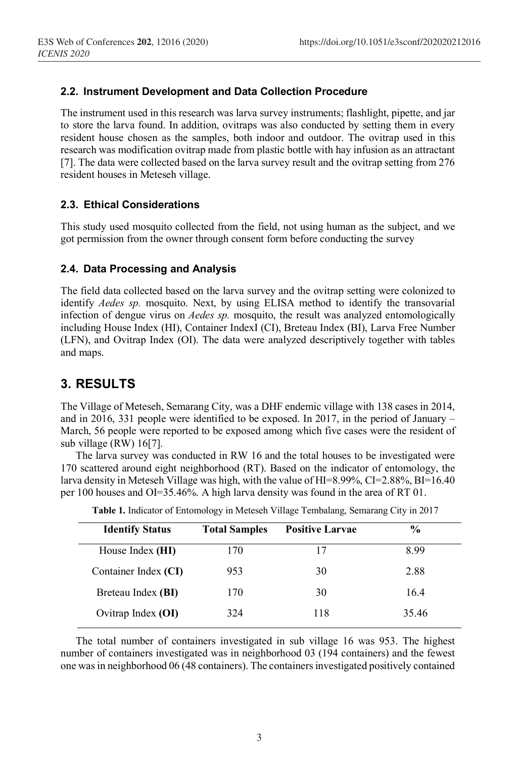### 2.2. Instrument Development and Data Collection Procedure

The instrument used in this research was larva survey instruments; flashlight, pipette, and jar to store the larva found. In addition, ovitraps was also conducted by setting them in every resident house chosen as the samples, both indoor and outdoor. The ovitrap used in this research was modification ovitrap made from plastic bottle with hay infusion as an attractant [7]. The data were collected based on the larva survey result and the ovitrap setting from 276 resident houses in Meteseh village.

### 2.3. Ethical Considerations

This study used mosquito collected from the field, not using human as the subject, and we got permission from the owner through consent form before conducting the survey

### 2.4. Data Processing and Analysis

The field data collected based on the larva survey and the ovitrap setting were colonized to identify *Aedes sp.* mosquito. Next, by using ELISA method to identify the transovarial infection of dengue virus on *Aedes sp.* mosquito, the result was analyzed entomologically including House Index (HI), Container IndexI (CI), Breteau Index (BI), Larva Free Number (LFN), and Ovitrap Index (OI). The data were analyzed descriptively together with tables and maps.

## 3. RESULTS

The Village of Meteseh, Semarang City, was a DHF endemic village with 138 cases in 2014, and in 2016, 331 people were identified to be exposed. In 2017, in the period of January – March, 56 people were reported to be exposed among which five cases were the resident of sub village (RW) 16[7].

The larva survey was conducted in RW 16 and the total houses to be investigated were 170 scattered around eight neighborhood (RT). Based on the indicator of entomology, the larva density in Meteseh Village was high, with the value of HI=8.99%, CI=2.88%, BI=16.40 per 100 houses and OI=35.46%. A high larva density was found in the area of RT 01.

**Table 1.** Indicator of Entomology in Meteseh Village Tembalang, Semarang City in 2017

| Identify Status | Total Samples | Positive Larvae | % |
|---|---|---|---|
| House Index **(HI)** | 170 | 17 | 8.99 |
| Container Index **(CI)** | 953 | 30 | 2.88 |
| Breteau Index **(BI)** | 170 | 30 | 16.4 |
| Ovitrap Index **(OI)** | 324 | 118 | 35.46 |

The total number of containers investigated in sub village 16 was 953. The highest number of containers investigated was in neighborhood 03 (194 containers) and the fewest one was in neighborhood 06 (48 containers). The containers investigated positively contained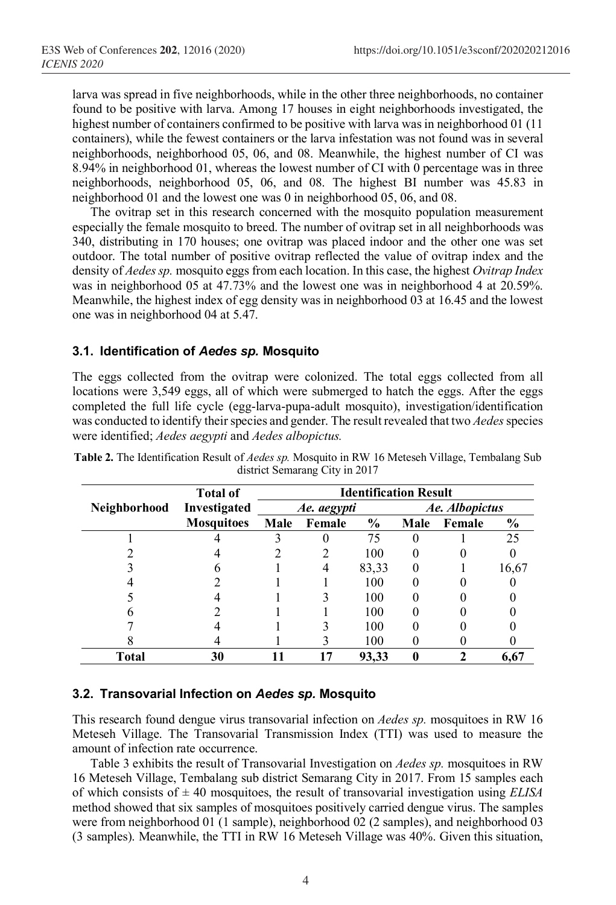larva was spread in five neighborhoods, while in the other three neighborhoods, no container found to be positive with larva. Among 17 houses in eight neighborhoods investigated, the highest number of containers confirmed to be positive with larva was in neighborhood 01 (11 containers), while the fewest containers or the larva infestation was not found was in several neighborhoods, neighborhood 05, 06, and 08. Meanwhile, the highest number of CI was 8.94% in neighborhood 01, whereas the lowest number of CI with 0 percentage was in three neighborhoods, neighborhood 05, 06, and 08. The highest BI number was 45.83 in neighborhood 01 and the lowest one was 0 in neighborhood 05, 06, and 08.

The ovitrap set in this research concerned with the mosquito population measurement especially the female mosquito to breed. The number of ovitrap set in all neighborhoods was 340, distributing in 170 houses; one ovitrap was placed indoor and the other one was set outdoor. The total number of positive ovitrap reflected the value of ovitrap index and the density of *Aedes sp.* mosquito eggs from each location. In this case, the highest *Ovitrap Index* was in neighborhood 05 at 47.73% and the lowest one was in neighborhood 4 at 20.59%. Meanwhile, the highest index of egg density was in neighborhood 03 at 16.45 and the lowest one was in neighborhood 04 at 5.47.

### 3.1. Identification of *Aedes sp.* Mosquito

The eggs collected from the ovitrap were colonized. The total eggs collected from all locations were 3,549 eggs, all of which were submerged to hatch the eggs. After the eggs completed the full life cycle (egg-larva-pupa-adult mosquito), investigation/identification was conducted to identify their species and gender. The result revealed that two *Aedes* species were identified; *Aedes aegypti* and *Aedes albopictus.*

**Table 2.** The Identification Result of *Aedes sp.* Mosquito in RW 16 Meteseh Village, Tembalang Sub district Semarang City in 2017

| Neighborhood | Total of Investigated Mosquitoes | Identification Result | | | | | |
|---|---|---|---|---|---|---|---|
| | | *Ae. aegypti* | | | *Ae. Albopictus* | | |
| | | Male | Female | % | Male | Female | % |
| 1 | 4 | 3 | 0 | 75 | 0 | 1 | 25 |
| 2 | 4 | 2 | 2 | 100 | 0 | 0 | 0 |
| 3 | 6 | 1 | 4 | 83,33 | 0 | 1 | 16,67 |
| 4 | 2 | 1 | 1 | 100 | 0 | 0 | 0 |
| 5 | 4 | 1 | 3 | 100 | 0 | 0 | 0 |
| 6 | 2 | 1 | 1 | 100 | 0 | 0 | 0 |
| 7 | 4 | 1 | 3 | 100 | 0 | 0 | 0 |
| 8 | 4 | 1 | 3 | 100 | 0 | 0 | 0 |
| **Total** | **30** | **11** | **17** | **93,33** | **0** | **2** | **6,67** |

### 3.2. Transovarial Infection on *Aedes sp.* Mosquito

This research found dengue virus transovarial infection on *Aedes sp.* mosquitoes in RW 16 Meteseh Village. The Transovarial Transmission Index (TTI) was used to measure the amount of infection rate occurrence.

Table 3 exhibits the result of Transovarial Investigation on *Aedes sp.* mosquitoes in RW 16 Meteseh Village, Tembalang sub district Semarang City in 2017. From 15 samples each of which consists of ± 40 mosquitoes, the result of transovarial investigation using *ELISA* method showed that six samples of mosquitoes positively carried dengue virus. The samples were from neighborhood 01 (1 sample), neighborhood 02 (2 samples), and neighborhood 03 (3 samples). Meanwhile, the TTI in RW 16 Meteseh Village was 40%. Given this situation,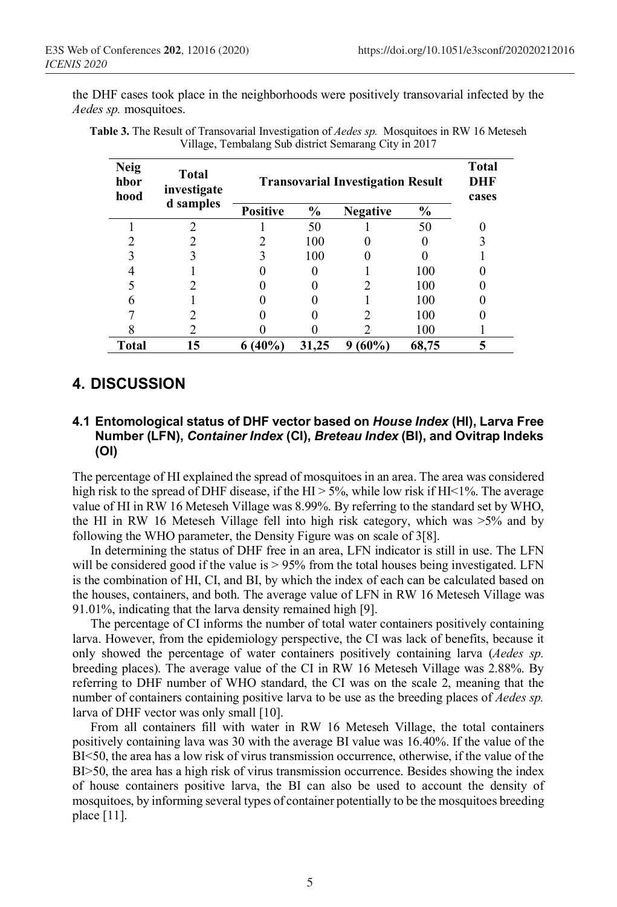the DHF cases took place in the neighborhoods were positively transovarial infected by the *Aedes sp.* mosquitoes.

**Table 3.** The Result of Transovarial Investigation of *Aedes sp.* Mosquitoes in RW 16 Meteseh Village, Tembalang Sub district Semarang City in 2017

| Neighborhood | Total investigated samples | Transovarial Investigation Result | | | | Total DHF cases |
|---|---|---|---|---|---|---|
| | | Positive | % | Negative | % | |
| 1 | 2 | 1 | 50 | 1 | 50 | 0 |
| 2 | 2 | 2 | 100 | 0 | 0 | 3 |
| 3 | 3 | 3 | 100 | 0 | 0 | 1 |
| 4 | 1 | 0 | 0 | 1 | 100 | 0 |
| 5 | 2 | 0 | 0 | 2 | 100 | 0 |
| 6 | 1 | 0 | 0 | 1 | 100 | 0 |
| 7 | 2 | 0 | 0 | 2 | 100 | 0 |
| 8 | 2 | 0 | 0 | 2 | 100 | 1 |
| **Total** | **15** | **6 (40%)** | **31,25** | **9 (60%)** | **68,75** | **5** |

## 4. DISCUSSION

### 4.1 Entomological status of DHF vector based on *House Index* (HI), Larva Free Number (LFN), *Container Index* (CI), *Breteau Index* (BI), and Ovitrap Indeks (OI)

The percentage of HI explained the spread of mosquitoes in an area. The area was considered high risk to the spread of DHF disease, if the HI > 5%, while low risk if HI<1%. The average value of HI in RW 16 Meteseh Village was 8.99%. By referring to the standard set by WHO, the HI in RW 16 Meteseh Village fell into high risk category, which was >5% and by following the WHO parameter, the Density Figure was on scale of 3[8].

In determining the status of DHF free in an area, LFN indicator is still in use. The LFN will be considered good if the value is > 95% from the total houses being investigated. LFN is the combination of HI, CI, and BI, by which the index of each can be calculated based on the houses, containers, and both. The average value of LFN in RW 16 Meteseh Village was 91.01%, indicating that the larva density remained high [9].

The percentage of CI informs the number of total water containers positively containing larva. However, from the epidemiology perspective, the CI was lack of benefits, because it only showed the percentage of water containers positively containing larva (*Aedes sp.* breeding places). The average value of the CI in RW 16 Meteseh Village was 2.88%. By referring to DHF number of WHO standard, the CI was on the scale 2, meaning that the number of containers containing positive larva to be use as the breeding places of *Aedes sp.* larva of DHF vector was only small [10].

From all containers fill with water in RW 16 Meteseh Village, the total containers positively containing lava was 30 with the average BI value was 16.40%. If the value of the BI<50, the area has a low risk of virus transmission occurrence, otherwise, if the value of the BI>50, the area has a high risk of virus transmission occurrence. Besides showing the index of house containers positive larva, the BI can also be used to account the density of mosquitoes, by informing several types of container potentially to be the mosquitoes breeding place [11].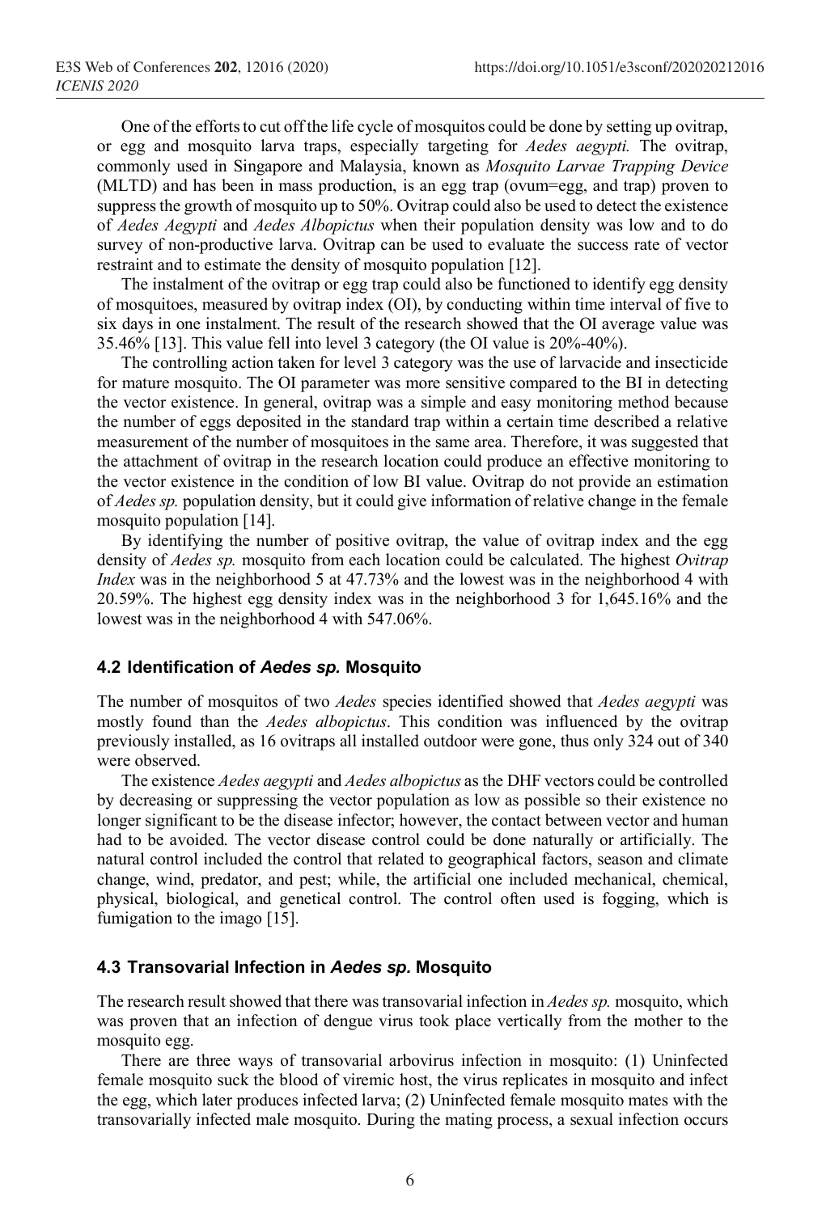One of the efforts to cut off the life cycle of mosquitos could be done by setting up ovitrap, or egg and mosquito larva traps, especially targeting for *Aedes aegypti.* The ovitrap, commonly used in Singapore and Malaysia, known as *Mosquito Larvae Trapping Device* (MLTD) and has been in mass production, is an egg trap (ovum=egg, and trap) proven to suppress the growth of mosquito up to 50%. Ovitrap could also be used to detect the existence of *Aedes Aegypti* and *Aedes Albopictus* when their population density was low and to do survey of non-productive larva. Ovitrap can be used to evaluate the success rate of vector restraint and to estimate the density of mosquito population [12].

The instalment of the ovitrap or egg trap could also be functioned to identify egg density of mosquitoes, measured by ovitrap index (OI), by conducting within time interval of five to six days in one instalment. The result of the research showed that the OI average value was 35.46% [13]. This value fell into level 3 category (the OI value is 20%-40%).

The controlling action taken for level 3 category was the use of larvacide and insecticide for mature mosquito. The OI parameter was more sensitive compared to the BI in detecting the vector existence. In general, ovitrap was a simple and easy monitoring method because the number of eggs deposited in the standard trap within a certain time described a relative measurement of the number of mosquitoes in the same area. Therefore, it was suggested that the attachment of ovitrap in the research location could produce an effective monitoring to the vector existence in the condition of low BI value. Ovitrap do not provide an estimation of *Aedes sp.* population density, but it could give information of relative change in the female mosquito population [14].

By identifying the number of positive ovitrap, the value of ovitrap index and the egg density of *Aedes sp.* mosquito from each location could be calculated. The highest *Ovitrap Index* was in the neighborhood 5 at 47.73% and the lowest was in the neighborhood 4 with 20.59%. The highest egg density index was in the neighborhood 3 for 1,645.16% and the lowest was in the neighborhood 4 with 547.06%.

### 4.2 Identification of *Aedes sp.* Mosquito

The number of mosquitos of two *Aedes* species identified showed that *Aedes aegypti* was mostly found than the *Aedes albopictus*. This condition was influenced by the ovitrap previously installed, as 16 ovitraps all installed outdoor were gone, thus only 324 out of 340 were observed.

The existence *Aedes aegypti* and *Aedes albopictus* as the DHF vectors could be controlled by decreasing or suppressing the vector population as low as possible so their existence no longer significant to be the disease infector; however, the contact between vector and human had to be avoided. The vector disease control could be done naturally or artificially. The natural control included the control that related to geographical factors, season and climate change, wind, predator, and pest; while, the artificial one included mechanical, chemical, physical, biological, and genetical control. The control often used is fogging, which is fumigation to the imago [15].

### 4.3 Transovarial Infection in *Aedes sp.* Mosquito

The research result showed that there was transovarial infection in *Aedes sp.* mosquito, which was proven that an infection of dengue virus took place vertically from the mother to the mosquito egg.

There are three ways of transovarial arbovirus infection in mosquito: (1) Uninfected female mosquito suck the blood of viremic host, the virus replicates in mosquito and infect the egg, which later produces infected larva; (2) Uninfected female mosquito mates with the transovarially infected male mosquito. During the mating process, a sexual infection occurs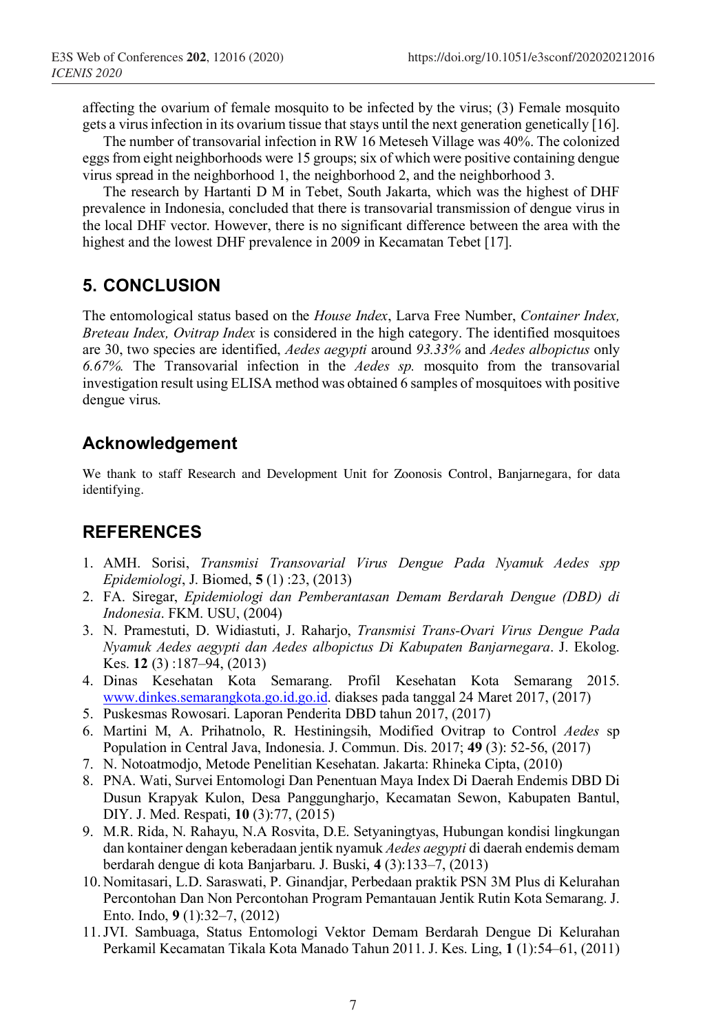affecting the ovarium of female mosquito to be infected by the virus; (3) Female mosquito gets a virus infection in its ovarium tissue that stays until the next generation genetically [16].

The number of transovarial infection in RW 16 Meteseh Village was 40%. The colonized eggs from eight neighborhoods were 15 groups; six of which were positive containing dengue virus spread in the neighborhood 1, the neighborhood 2, and the neighborhood 3.

The research by Hartanti D M in Tebet, South Jakarta, which was the highest of DHF prevalence in Indonesia, concluded that there is transovarial transmission of dengue virus in the local DHF vector. However, there is no significant difference between the area with the highest and the lowest DHF prevalence in 2009 in Kecamatan Tebet [17].

## 5. CONCLUSION

The entomological status based on the *House Index*, Larva Free Number, *Container Index, Breteau Index, Ovitrap Index* is considered in the high category. The identified mosquitoes are 30, two species are identified, *Aedes aegypti* around *93.33%* and *Aedes albopictus* only *6.67%.* The Transovarial infection in the *Aedes sp.* mosquito from the transovarial investigation result using ELISA method was obtained 6 samples of mosquitoes with positive dengue virus.

## Acknowledgement

We thank to staff Research and Development Unit for Zoonosis Control, Banjarnegara, for data identifying.

## REFERENCES

1. AMH. Sorisi, *Transmisi Transovarial Virus Dengue Pada Nyamuk Aedes spp Epidemiologi*, J. Biomed, **5** (1) :23, (2013)
2. FA. Siregar, *Epidemiologi dan Pemberantasan Demam Berdarah Dengue (DBD) di Indonesia*. FKM. USU, (2004)
3. N. Pramestuti, D. Widiastuti, J. Raharjo, *Transmisi Trans-Ovari Virus Dengue Pada Nyamuk Aedes aegypti dan Aedes albopictus Di Kabupaten Banjarnegara*. J. Ekolog. Kes. **12** (3) :187–94, (2013)
4. Dinas Kesehatan Kota Semarang. Profil Kesehatan Kota Semarang 2015. www.dinkes.semarangkota.go.id.go.id. diakses pada tanggal 24 Maret 2017, (2017)
5. Puskesmas Rowosari. Laporan Penderita DBD tahun 2017, (2017)
6. Martini M, A. Prihatnolo, R. Hestiningsih, Modified Ovitrap to Control *Aedes* sp Population in Central Java, Indonesia. J. Commun. Dis. 2017; **49** (3): 52-56, (2017)
7. N. Notoatmodjo, Metode Penelitian Kesehatan. Jakarta: Rhineka Cipta, (2010)
8. PNA. Wati, Survei Entomologi Dan Penentuan Maya Index Di Daerah Endemis DBD Di Dusun Krapyak Kulon, Desa Panggungharjo, Kecamatan Sewon, Kabupaten Bantul, DIY. J. Med. Respati, **10** (3):77, (2015)
9. M.R. Rida, N. Rahayu, N.A Rosvita, D.E. Setyaningtyas, Hubungan kondisi lingkungan dan kontainer dengan keberadaan jentik nyamuk *Aedes aegypti* di daerah endemis demam berdarah dengue di kota Banjarbaru. J. Buski, **4** (3):133–7, (2013)
10. Nomitasari, L.D. Saraswati, P. Ginandjar, Perbedaan praktik PSN 3M Plus di Kelurahan Percontohan Dan Non Percontohan Program Pemantauan Jentik Rutin Kota Semarang. J. Ento. Indo, **9** (1):32–7, (2012)
11. JVI. Sambuaga, Status Entomologi Vektor Demam Berdarah Dengue Di Kelurahan Perkamil Kecamatan Tikala Kota Manado Tahun 2011. J. Kes. Ling, **1** (1):54–61, (2011)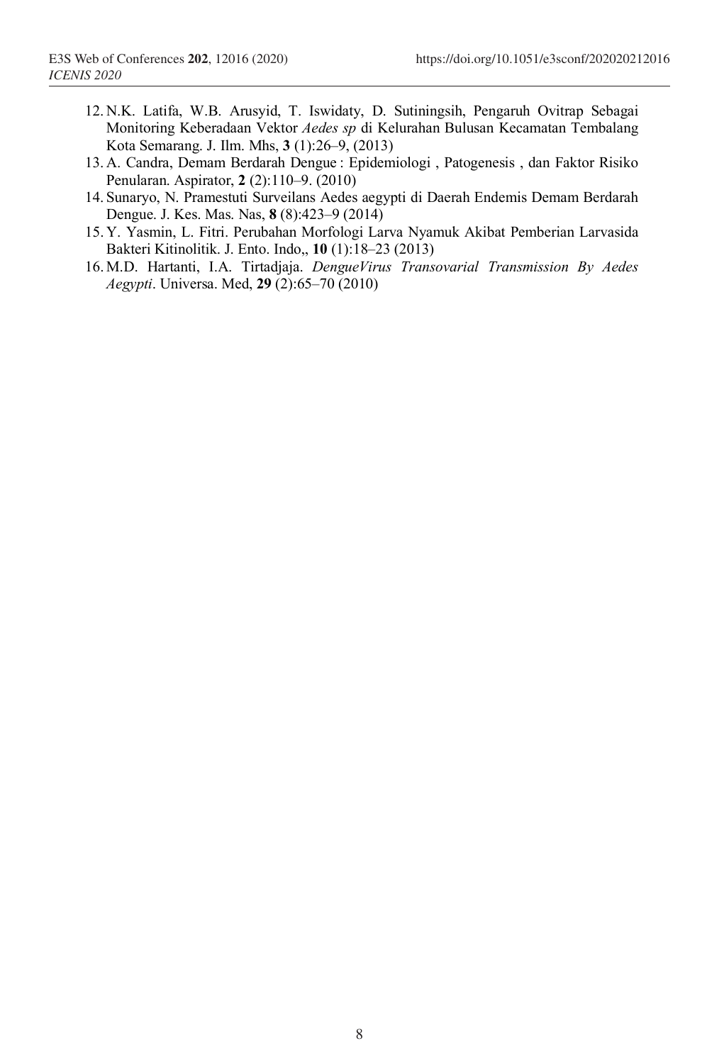12. N.K. Latifa, W.B. Arusyid, T. Iswidaty, D. Sutiningsih, Pengaruh Ovitrap Sebagai Monitoring Keberadaan Vektor *Aedes sp* di Kelurahan Bulusan Kecamatan Tembalang Kota Semarang. J. Ilm. Mhs, **3** (1):26–9, (2013)
13. A. Candra, Demam Berdarah Dengue : Epidemiologi , Patogenesis , dan Faktor Risiko Penularan. Aspirator, **2** (2):110–9. (2010)
14. Sunaryo, N. Pramestuti Surveilans Aedes aegypti di Daerah Endemis Demam Berdarah Dengue. J. Kes. Mas. Nas, **8** (8):423–9 (2014)
15. Y. Yasmin, L. Fitri. Perubahan Morfologi Larva Nyamuk Akibat Pemberian Larvasida Bakteri Kitinolitik. J. Ento. Indo,, **10** (1):18–23 (2013)
16. M.D. Hartanti, I.A. Tirtadjaja. *DengueVirus Transovarial Transmission By Aedes Aegypti*. Universa. Med, **29** (2):65–70 (2010)